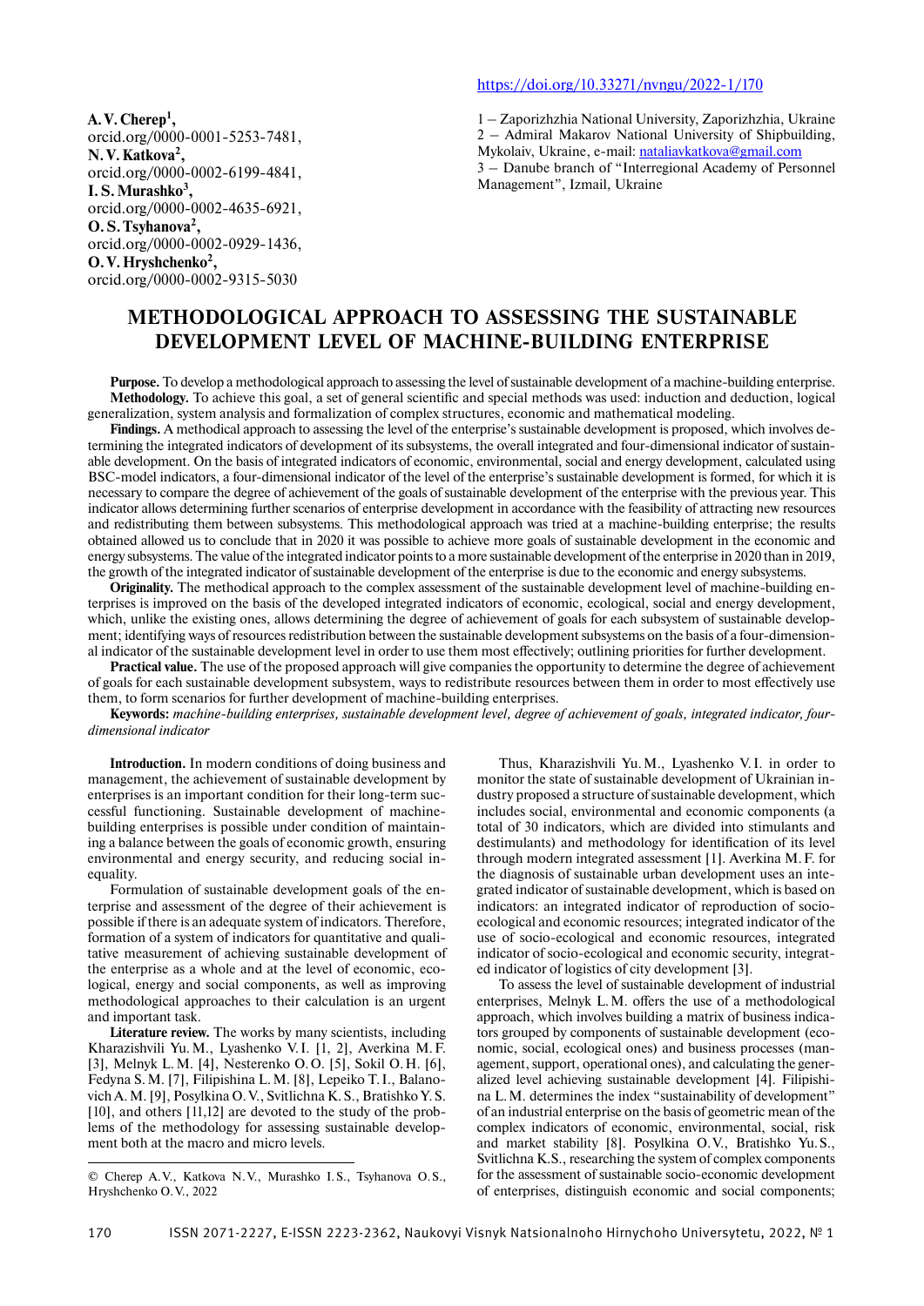https://doi.org/10.33271/nvngu/2022-1/170

**A. V. Cherep**[1],
orcid.org/0000-0001-5253-7481,
**N. V. Katkova**[2],
orcid.org/0000-0002-6199-4841,
**I. S. Murashko**[3],
orcid.org/0000-0002-4635-6921,
**O. S. Tsyhanova**[2],
orcid.org/0000-0002-0929-1436,
**O. V. Hryshchenko**[2],
orcid.org/0000-0002-9315-5030

1 – Zaporizhzhia National University, Zaporizhzhia, Ukraine
2 – Admiral Makarov National University of Shipbuilding, Mykolaiv, Ukraine, e-mail: nataliavkatkova@gmail.com
3 – Danube branch of "Interregional Academy of Personnel Management", Izmail, Ukraine

# METHODOLOGICAL APPROACH TO ASSESSING THE SUSTAINABLE DEVELOPMENT LEVEL OF MACHINE-BUILDING ENTERPRISE

**Purpose.** To develop a methodological approach to assessing the level of sustainable development of a machine-building enterprise.

**Methodology.** To achieve this goal, a set of general scientific and special methods was used: induction and deduction, logical generalization, system analysis and formalization of complex structures, economic and mathematical modeling.

**Findings.** A methodical approach to assessing the level of the enterprise's sustainable development is proposed, which involves determining the integrated indicators of development of its subsystems, the overall integrated and four-dimensional indicator of sustainable development. On the basis of integrated indicators of economic, environmental, social and energy development, calculated using BSC-model indicators, a four-dimensional indicator of the level of the enterprise's sustainable development is formed, for which it is necessary to compare the degree of achievement of the goals of sustainable development of the enterprise with the previous year. This indicator allows determining further scenarios of enterprise development in accordance with the feasibility of attracting new resources and redistributing them between subsystems. This methodological approach was tried at a machine-building enterprise; the results obtained allowed us to conclude that in 2020 it was possible to achieve more goals of sustainable development in the economic and energy subsystems. The value of the integrated indicator points to a more sustainable development of the enterprise in 2020 than in 2019, the growth of the integrated indicator of sustainable development of the enterprise is due to the economic and energy subsystems.

**Originality.** The methodical approach to the complex assessment of the sustainable development level of machine-building enterprises is improved on the basis of the developed integrated indicators of economic, ecological, social and energy development, which, unlike the existing ones, allows determining the degree of achievement of goals for each subsystem of sustainable development; identifying ways of resources redistribution between the sustainable development subsystems on the basis of a four-dimensional indicator of the sustainable development level in order to use them most effectively; outlining priorities for further development.

**Practical value.** The use of the proposed approach will give companies the opportunity to determine the degree of achievement of goals for each sustainable development subsystem, ways to redistribute resources between them in order to most effectively use them, to form scenarios for further development of machine-building enterprises.

**Keywords:** *machine-building enterprises, sustainable development level, degree of achievement of goals, integrated indicator, four-dimensional indicator*

**Introduction.** In modern conditions of doing business and management, the achievement of sustainable development by enterprises is an important condition for their long-term successful functioning. Sustainable development of machine-building enterprises is possible under condition of maintaining a balance between the goals of economic growth, ensuring environmental and energy security, and reducing social inequality.

Formulation of sustainable development goals of the enterprise and assessment of the degree of their achievement is possible if there is an adequate system of indicators. Therefore, formation of a system of indicators for quantitative and qualitative measurement of achieving sustainable development of the enterprise as a whole and at the level of economic, ecological, energy and social components, as well as improving methodological approaches to their calculation is an urgent and important task.

**Literature review.** The works by many scientists, including Kharazishvili Yu. M., Lyashenko V. I. [1, 2], Averkina M. F. [3], Melnyk L. M. [4], Nesterenko O. O. [5], Sokil O. H. [6], Fedyna S. M. [7], Filipishina L. M. [8], Lepeiko T. I., Balanovich A. M. [9], Posylkina O. V., Svitlichna K. S., Bratishko Y. S. [10], and others [11,12] are devoted to the study of the problems of the methodology for assessing sustainable development both at the macro and micro levels.

Thus, Kharazishvili Yu. M., Lyashenko V. I. in order to monitor the state of sustainable development of Ukrainian industry proposed a structure of sustainable development, which includes social, environmental and economic components (a total of 30 indicators, which are divided into stimulants and destimulants) and methodology for identification of its level through modern integrated assessment [1]. Averkina M. F. for the diagnosis of sustainable urban development uses an integrated indicator of sustainable development, which is based on indicators: an integrated indicator of reproduction of socio-ecological and economic resources; integrated indicator of the use of socio-ecological and economic resources, integrated indicator of socio-ecological and economic security, integrated indicator of logistics of city development [3].

To assess the level of sustainable development of industrial enterprises, Melnyk L. M. offers the use of a methodological approach, which involves building a matrix of business indicators grouped by components of sustainable development (economic, social, ecological ones) and business processes (management, support, operational ones), and calculating the generalized level achieving sustainable development [4]. Filipishina L. M. determines the index "sustainability of development" of an industrial enterprise on the basis of geometric mean of the complex indicators of economic, environmental, social, risk and market stability [8]. Posylkina O. V., Bratishko Yu. S., Svitlichna K. S., researching the system of complex components for the assessment of sustainable socio-economic development of enterprises, distinguish economic and social components;

© Cherep A. V., Katkova N. V., Murashko I. S., Tsyhanova O. S., Hryshchenko O. V., 2022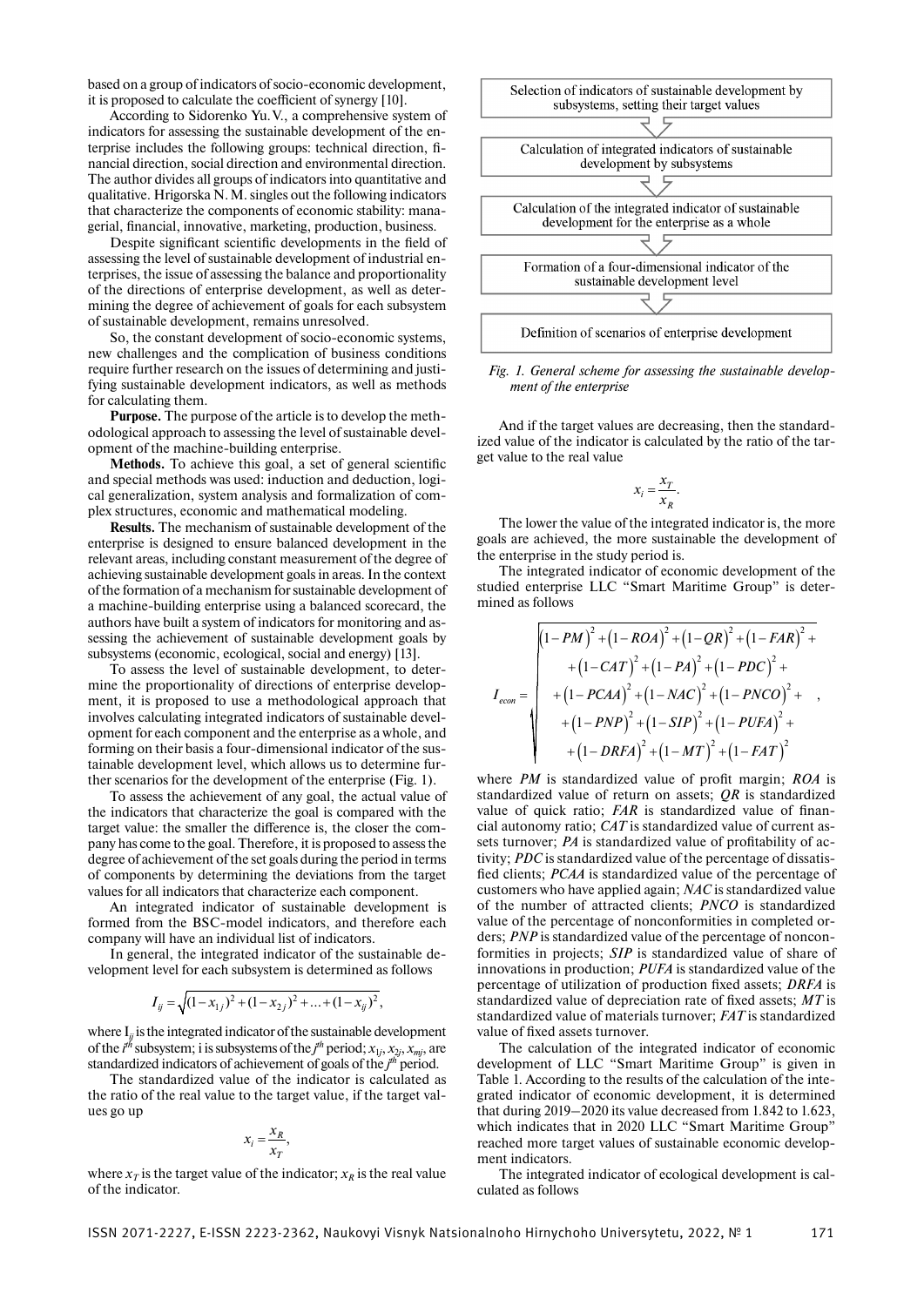based on a group of indicators of socio-economic development, it is proposed to calculate the coefficient of synergy [10].

According to Sidorenko Yu.V., a comprehensive system of indicators for assessing the sustainable development of the enterprise includes the following groups: technical direction, financial direction, social direction and environmental direction. The author divides all groups of indicators into quantitative and qualitative. Hrigorska N.M. singles out the following indicators that characterize the components of economic stability: managerial, financial, innovative, marketing, production, business.

Despite significant scientific developments in the field of assessing the level of sustainable development of industrial enterprises, the issue of assessing the balance and proportionality of the directions of enterprise development, as well as determining the degree of achievement of goals for each subsystem of sustainable development, remains unresolved.

So, the constant development of socio-economic systems, new challenges and the complication of business conditions require further research on the issues of determining and justifying sustainable development indicators, as well as methods for calculating them.

**Purpose.** The purpose of the article is to develop the methodological approach to assessing the level of sustainable development of the machine-building enterprise.

**Methods.** To achieve this goal, a set of general scientific and special methods was used: induction and deduction, logical generalization, system analysis and formalization of complex structures, economic and mathematical modeling.

**Results.** The mechanism of sustainable development of the enterprise is designed to ensure balanced development in the relevant areas, including constant measurement of the degree of achieving sustainable development goals in areas. In the context of the formation of a mechanism for sustainable development of a machine-building enterprise using a balanced scorecard, the authors have built a system of indicators for monitoring and assessing the achievement of sustainable development goals by subsystems (economic, ecological, social and energy) [13].

To assess the level of sustainable development, to determine the proportionality of directions of enterprise development, it is proposed to use a methodological approach that involves calculating integrated indicators of sustainable development for each component and the enterprise as a whole, and forming on their basis a four-dimensional indicator of the sustainable development level, which allows us to determine further scenarios for the development of the enterprise (Fig. 1).

Selection of indicators of sustainable development by subsystems, setting their target values

↓

Calculation of integrated indicators of sustainable development by subsystems

↓

Calculation of the integrated indicator of sustainable development for the enterprise as a whole

↓

Formation of a four-dimensional indicator of the sustainable development level

↓

Definition of scenarios of enterprise development

*Fig. 1. General scheme for assessing the sustainable development of the enterprise*

To assess the achievement of any goal, the actual value of the indicators that characterize the goal is compared with the target value: the smaller the difference is, the closer the company has come to the goal. Therefore, it is proposed to assess the degree of achievement of the set goals during the period in terms of components by determining the deviations from the target values for all indicators that characterize each component.

An integrated indicator of sustainable development is formed from the BSC-model indicators, and therefore each company will have an individual list of indicators.

In general, the integrated indicator of the sustainable development level for each subsystem is determined as follows

$$I_{ij} = \sqrt{(1-x_{1j})^2 + (1-x_{2j})^2 + \ldots + (1-x_{ij})^2},$$

where $I_{ij}$ is the integrated indicator of the sustainable development of the $i^{th}$ subsystem; i is subsystems of the $j^{th}$ period; $x_{1j}, x_{2j}, x_{mj}$ are standardized indicators of achievement of goals of the $j^{th}$ period.

The standardized value of the indicator is calculated as the ratio of the real value to the target value, if the target values go up

$$x_i = \frac{x_R}{x_T},$$

where $x_T$ is the target value of the indicator; $x_R$ is the real value of the indicator.

And if the target values are decreasing, then the standardized value of the indicator is calculated by the ratio of the target value to the real value

$$x_i = \frac{x_T}{x_R}.$$

The lower the value of the integrated indicator is, the more goals are achieved, the more sustainable the development of the enterprise in the study period is.

The integrated indicator of economic development of the studied enterprise LLC "Smart Maritime Group" is determined as follows

$$I_{econ} = \sqrt{\begin{array}{l}(1-PM)^2 + (1-ROA)^2 + (1-QR)^2 + (1-FAR)^2 + \\ +(1-CAT)^2 + (1-PA)^2 + (1-PDC)^2 + \\ +(1-PCAA)^2 + (1-NAC)^2 + (1-PNCO)^2 + \\ +(1-PNP)^2 + (1-SIP)^2 + (1-PUFA)^2 + \\ +(1-DRFA)^2 + (1-MT)^2 + (1-FAT)^2\end{array}},$$

where *PM* is standardized value of profit margin; *ROA* is standardized value of return on assets; *QR* is standardized value of quick ratio; *FAR* is standardized value of financial autonomy ratio; *CAT* is standardized value of current assets turnover; *PA* is standardized value of profitability of activity; *PDC* is standardized value of the percentage of dissatisfied clients; *PCAA* is standardized value of the percentage of customers who have applied again; *NAC* is standardized value of the number of attracted clients; *PNCO* is standardized value of the percentage of nonconformities in completed orders; *PNP* is standardized value of the percentage of nonconformities in projects; *SIP* is standardized value of share of innovations in production; *PUFA* is standardized value of the percentage of utilization of production fixed assets; *DRFA* is standardized value of depreciation rate of fixed assets; *MT* is standardized value of materials turnover; *FAT* is standardized value of fixed assets turnover.

The calculation of the integrated indicator of economic development of LLC "Smart Maritime Group" is given in Table 1. According to the results of the calculation of the integrated indicator of economic development, it is determined that during 2019–2020 its value decreased from 1.842 to 1.623, which indicates that in 2020 LLC "Smart Maritime Group" reached more target values of sustainable economic development indicators.

The integrated indicator of ecological development is calculated as follows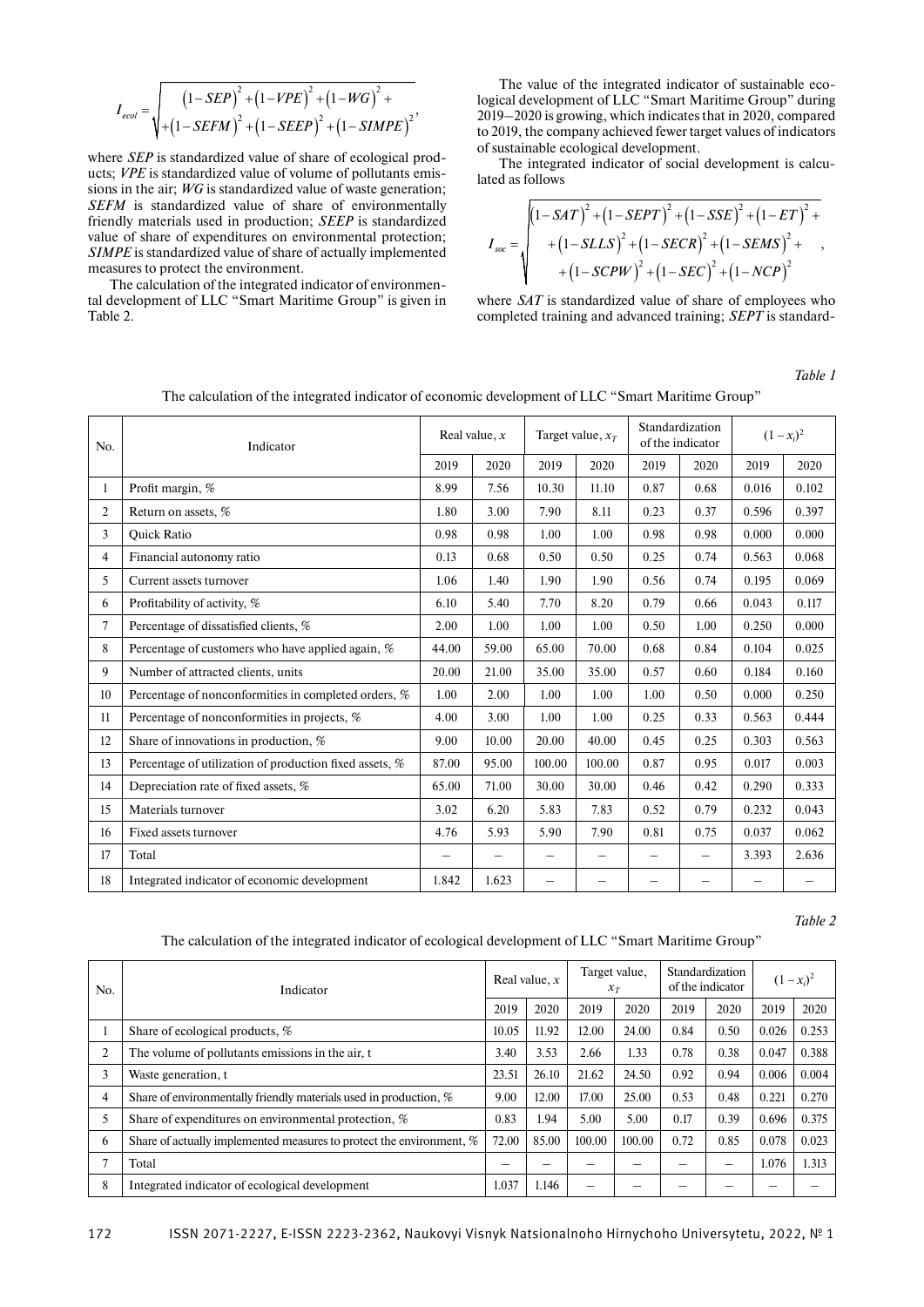$$I_{ecol} = \sqrt{\begin{aligned}&(1-SEP)^2 + (1-VPE)^2 + (1-WG)^2 + \\ &+(1-SEFM)^2 + (1-SEEP)^2 + (1-SIMPE)^2\end{aligned}},$$

where *SEP* is standardized value of share of ecological products; *VPE* is standardized value of volume of pollutants emissions in the air; *WG* is standardized value of waste generation; *SEFM* is standardized value of share of environmentally friendly materials used in production; *SEEP* is standardized value of share of expenditures on environmental protection; *SIMPE* is standardized value of share of actually implemented measures to protect the environment.

The calculation of the integrated indicator of environmental development of LLC "Smart Maritime Group" is given in Table 2.

The value of the integrated indicator of sustainable ecological development of LLC "Smart Maritime Group" during 2019–2020 is growing, which indicates that in 2020, compared to 2019, the company achieved fewer target values of indicators of sustainable ecological development.

The integrated indicator of social development is calculated as follows

$$I_{soc} = \sqrt{\begin{aligned}&(1-SAT)^2 + (1-SEPT)^2 + (1-SSE)^2 + (1-ET)^2 + \\ &+(1-SLLS)^2 + (1-SECR)^2 + (1-SEMS)^2 + \\ &+(1-SCPW)^2 + (1-SEC)^2 + (1-NCP)^2\end{aligned}},$$

where *SAT* is standardized value of share of employees who completed training and advanced training; *SEPT* is standard-

*Table 1*

The calculation of the integrated indicator of economic development of LLC "Smart Maritime Group"

| No. | Indicator | Real value, $x$ | | Target value, $x_T$ | | Standardization of the indicator | | $(1-x_i)^2$ | |
|---|---|---|---|---|---|---|---|---|---|
| | | 2019 | 2020 | 2019 | 2020 | 2019 | 2020 | 2019 | 2020 |
| 1 | Profit margin, % | 8.99 | 7.56 | 10.30 | 11.10 | 0.87 | 0.68 | 0.016 | 0.102 |
| 2 | Return on assets, % | 1.80 | 3.00 | 7.90 | 8.11 | 0.23 | 0.37 | 0.596 | 0.397 |
| 3 | Quick Ratio | 0.98 | 0.98 | 1.00 | 1.00 | 0.98 | 0.98 | 0.000 | 0.000 |
| 4 | Financial autonomy ratio | 0.13 | 0.68 | 0.50 | 0.50 | 0.25 | 0.74 | 0.563 | 0.068 |
| 5 | Current assets turnover | 1.06 | 1.40 | 1.90 | 1.90 | 0.56 | 0.74 | 0.195 | 0.069 |
| 6 | Profitability of activity, % | 6.10 | 5.40 | 7.70 | 8.20 | 0.79 | 0.66 | 0.043 | 0.117 |
| 7 | Percentage of dissatisfied clients, % | 2.00 | 1.00 | 1.00 | 1.00 | 0.50 | 1.00 | 0.250 | 0.000 |
| 8 | Percentage of customers who have applied again, % | 44.00 | 59.00 | 65.00 | 70.00 | 0.68 | 0.84 | 0.104 | 0.025 |
| 9 | Number of attracted clients, units | 20.00 | 21.00 | 35.00 | 35.00 | 0.57 | 0.60 | 0.184 | 0.160 |
| 10 | Percentage of nonconformities in completed orders, % | 1.00 | 2.00 | 1.00 | 1.00 | 1.00 | 0.50 | 0.000 | 0.250 |
| 11 | Percentage of nonconformities in projects, % | 4.00 | 3.00 | 1.00 | 1.00 | 0.25 | 0.33 | 0.563 | 0.444 |
| 12 | Share of innovations in production, % | 9.00 | 10.00 | 20.00 | 40.00 | 0.45 | 0.25 | 0.303 | 0.563 |
| 13 | Percentage of utilization of production fixed assets, % | 87.00 | 95.00 | 100.00 | 100.00 | 0.87 | 0.95 | 0.017 | 0.003 |
| 14 | Depreciation rate of fixed assets, % | 65.00 | 71.00 | 30.00 | 30.00 | 0.46 | 0.42 | 0.290 | 0.333 |
| 15 | Materials turnover | 3.02 | 6.20 | 5.83 | 7.83 | 0.52 | 0.79 | 0.232 | 0.043 |
| 16 | Fixed assets turnover | 4.76 | 5.93 | 5.90 | 7.90 | 0.81 | 0.75 | 0.037 | 0.062 |
| 17 | Total | – | – | – | – | – | – | 3.393 | 2.636 |
| 18 | Integrated indicator of economic development | 1.842 | 1.623 | – | – | – | – | – | – |

*Table 2*

The calculation of the integrated indicator of ecological development of LLC "Smart Maritime Group"

| No. | Indicator | Real value, $x$ | | Target value, $x_T$ | | Standardization of the indicator | | $(1-x_i)^2$ | |
|---|---|---|---|---|---|---|---|---|---|
| | | 2019 | 2020 | 2019 | 2020 | 2019 | 2020 | 2019 | 2020 |
| 1 | Share of ecological products, % | 10.05 | 11.92 | 12.00 | 24.00 | 0.84 | 0.50 | 0.026 | 0.253 |
| 2 | The volume of pollutants emissions in the air, t | 3.40 | 3.53 | 2.66 | 1.33 | 0.78 | 0.38 | 0.047 | 0.388 |
| 3 | Waste generation, t | 23.51 | 26.10 | 21.62 | 24.50 | 0.92 | 0.94 | 0.006 | 0.004 |
| 4 | Share of environmentally friendly materials used in production, % | 9.00 | 12.00 | 17.00 | 25.00 | 0.53 | 0.48 | 0.221 | 0.270 |
| 5 | Share of expenditures on environmental protection, % | 0.83 | 1.94 | 5.00 | 5.00 | 0.17 | 0.39 | 0.696 | 0.375 |
| 6 | Share of actually implemented measures to protect the environment, % | 72.00 | 85.00 | 100.00 | 100.00 | 0.72 | 0.85 | 0.078 | 0.023 |
| 7 | Total | – | – | – | – | – | – | 1.076 | 1.313 |
| 8 | Integrated indicator of ecological development | 1.037 | 1.146 | – | – | – | – | – | – |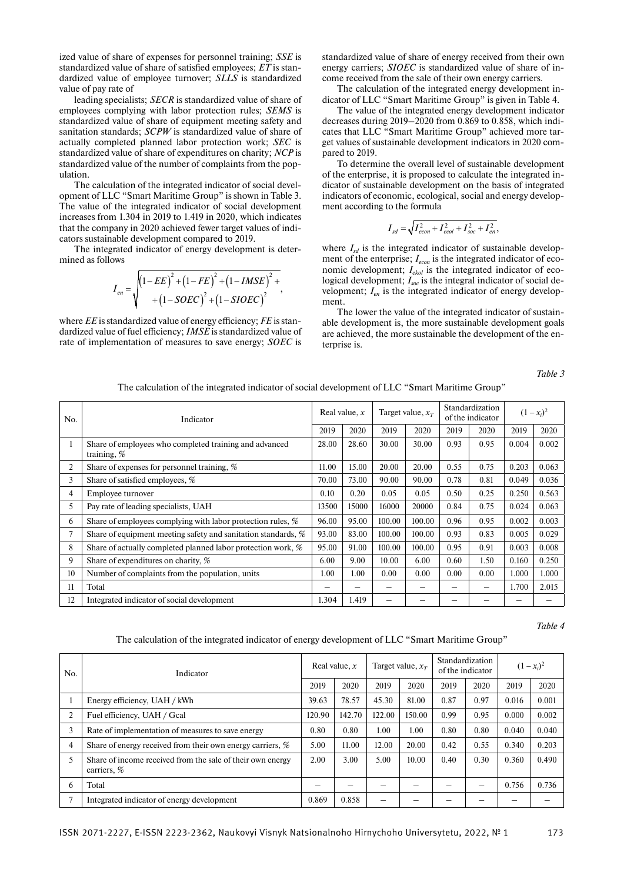ized value of share of expenses for personnel training; *SSE* is standardized value of share of satisfied employees; *ET* is standardized value of employee turnover; *SLLS* is standardized value of pay rate of

leading specialists; *SECR* is standardized value of share of employees complying with labor protection rules; *SEMS* is standardized value of share of equipment meeting safety and sanitation standards; *SCPW* is standardized value of share of actually completed planned labor protection work; *SEC* is standardized value of share of expenditures on charity; *NCP* is standardized value of the number of complaints from the population.

The calculation of the integrated indicator of social development of LLC "Smart Maritime Group" is shown in Table 3. The value of the integrated indicator of social development increases from 1.304 in 2019 to 1.419 in 2020, which indicates that the company in 2020 achieved fewer target values of indicators sustainable development compared to 2019.

The integrated indicator of energy development is determined as follows

$$I_{en} = \sqrt{\begin{aligned}&(1-EE)^2 + (1-FE)^2 + (1-IMSE)^2 + \\ &+(1-SOEC)^2 + (1-SIOEC)^2\end{aligned}},$$

where *EE* is standardized value of energy efficiency; *FE* is standardized value of fuel efficiency; *IMSE* is standardized value of rate of implementation of measures to save energy; *SOEC* is standardized value of share of energy received from their own energy carriers; *SIOEC* is standardized value of share of income received from the sale of their own energy carriers.

The calculation of the integrated energy development indicator of LLC "Smart Maritime Group" is given in Table 4.

The value of the integrated energy development indicator decreases during 2019–2020 from 0.869 to 0.858, which indicates that LLC "Smart Maritime Group" achieved more target values of sustainable development indicators in 2020 compared to 2019.

To determine the overall level of sustainable development of the enterprise, it is proposed to calculate the integrated indicator of sustainable development on the basis of integrated indicators of economic, ecological, social and energy development according to the formula

$$I_{sd} = \sqrt{I_{econ}^2 + I_{ecol}^2 + I_{soc}^2 + I_{en}^2},$$

where $I_{sd}$ is the integrated indicator of sustainable development of the enterprise; $I_{econ}$ is the integrated indicator of economic development; $I_{ekol}$ is the integrated indicator of ecological development; $I_{soc}$ is the integral indicator of social development; $I_{en}$ is the integrated indicator of energy development.

The lower the value of the integrated indicator of sustainable development is, the more sustainable development goals are achieved, the more sustainable the development of the enterprise is.

*Table 3*

The calculation of the integrated indicator of social development of LLC "Smart Maritime Group"

| No. | Indicator | Real value, $x$ | | Target value, $x_T$ | | Standardization of the indicator | | $(1 - x_i)^2$ | |
|---|---|---|---|---|---|---|---|---|---|
| | | 2019 | 2020 | 2019 | 2020 | 2019 | 2020 | 2019 | 2020 |
| 1 | Share of employees who completed training and advanced training, % | 28.00 | 28.60 | 30.00 | 30.00 | 0.93 | 0.95 | 0.004 | 0.002 |
| 2 | Share of expenses for personnel training, % | 11.00 | 15.00 | 20.00 | 20.00 | 0.55 | 0.75 | 0.203 | 0.063 |
| 3 | Share of satisfied employees, % | 70.00 | 73.00 | 90.00 | 90.00 | 0.78 | 0.81 | 0.049 | 0.036 |
| 4 | Employee turnover | 0.10 | 0.20 | 0.05 | 0.05 | 0.50 | 0.25 | 0.250 | 0.563 |
| 5 | Pay rate of leading specialists, UAH | 13500 | 15000 | 16000 | 20000 | 0.84 | 0.75 | 0.024 | 0.063 |
| 6 | Share of employees complying with labor protection rules, % | 96.00 | 95.00 | 100.00 | 100.00 | 0.96 | 0.95 | 0.002 | 0.003 |
| 7 | Share of equipment meeting safety and sanitation standards, % | 93.00 | 83.00 | 100.00 | 100.00 | 0.93 | 0.83 | 0.005 | 0.029 |
| 8 | Share of actually completed planned labor protection work, % | 95.00 | 91.00 | 100.00 | 100.00 | 0.95 | 0.91 | 0.003 | 0.008 |
| 9 | Share of expenditures on charity, % | 6.00 | 9.00 | 10.00 | 6.00 | 0.60 | 1.50 | 0.160 | 0.250 |
| 10 | Number of complaints from the population, units | 1.00 | 1.00 | 0.00 | 0.00 | 0.00 | 0.00 | 1.000 | 1.000 |
| 11 | Total | – | – | – | – | – | – | 1.700 | 2.015 |
| 12 | Integrated indicator of social development | 1.304 | 1.419 | – | – | – | – | – | – |

*Table 4*

The calculation of the integrated indicator of energy development of LLC "Smart Maritime Group"

| No. | Indicator | Real value, $x$ | | Target value, $x_T$ | | Standardization of the indicator | | $(1 - x_i)^2$ | |
|---|---|---|---|---|---|---|---|---|---|
| | | 2019 | 2020 | 2019 | 2020 | 2019 | 2020 | 2019 | 2020 |
| 1 | Energy efficiency, UAH / kWh | 39.63 | 78.57 | 45.30 | 81.00 | 0.87 | 0.97 | 0.016 | 0.001 |
| 2 | Fuel efficiency, UAH / Gcal | 120.90 | 142.70 | 122.00 | 150.00 | 0.99 | 0.95 | 0.000 | 0.002 |
| 3 | Rate of implementation of measures to save energy | 0.80 | 0.80 | 1.00 | 1.00 | 0.80 | 0.80 | 0.040 | 0.040 |
| 4 | Share of energy received from their own energy carriers, % | 5.00 | 11.00 | 12.00 | 20.00 | 0.42 | 0.55 | 0.340 | 0.203 |
| 5 | Share of income received from the sale of their own energy carriers, % | 2.00 | 3.00 | 5.00 | 10.00 | 0.40 | 0.30 | 0.360 | 0.490 |
| 6 | Total | – | – | – | – | – | – | 0.756 | 0.736 |
| 7 | Integrated indicator of energy development | 0.869 | 0.858 | – | – | – | – | – | – |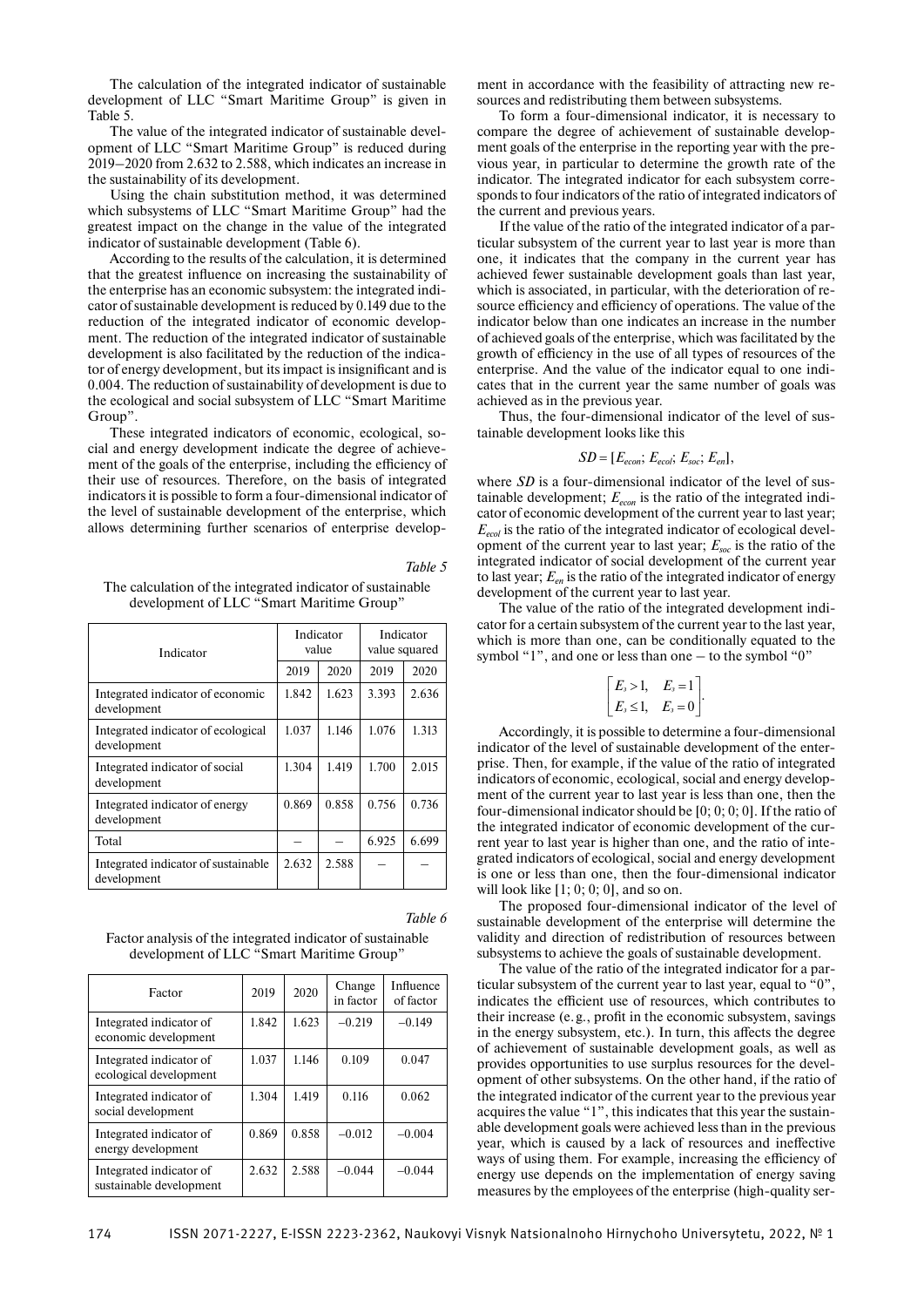The calculation of the integrated indicator of sustainable development of LLC "Smart Maritime Group" is given in Table 5.

The value of the integrated indicator of sustainable development of LLC "Smart Maritime Group" is reduced during 2019–2020 from 2.632 to 2.588, which indicates an increase in the sustainability of its development.

Using the chain substitution method, it was determined which subsystems of LLC "Smart Maritime Group" had the greatest impact on the change in the value of the integrated indicator of sustainable development (Table 6).

According to the results of the calculation, it is determined that the greatest influence on increasing the sustainability of the enterprise has an economic subsystem: the integrated indicator of sustainable development is reduced by 0.149 due to the reduction of the integrated indicator of economic development. The reduction of the integrated indicator of sustainable development is also facilitated by the reduction of the indicator of energy development, but its impact is insignificant and is 0.004. The reduction of sustainability of development is due to the ecological and social subsystem of LLC "Smart Maritime Group".

These integrated indicators of economic, ecological, social and energy development indicate the degree of achievement of the goals of the enterprise, including the efficiency of their use of resources. Therefore, on the basis of integrated indicators it is possible to form a four-dimensional indicator of the level of sustainable development of the enterprise, which allows determining further scenarios of enterprise development in accordance with the feasibility of attracting new resources and redistributing them between subsystems.

*Table 5*

The calculation of the integrated indicator of sustainable development of LLC "Smart Maritime Group"

| Indicator | Indicator value | | Indicator value squared | |
|---|---|---|---|---|
| | 2019 | 2020 | 2019 | 2020 |
| Integrated indicator of economic development | 1.842 | 1.623 | 3.393 | 2.636 |
| Integrated indicator of ecological development | 1.037 | 1.146 | 1.076 | 1.313 |
| Integrated indicator of social development | 1.304 | 1.419 | 1.700 | 2.015 |
| Integrated indicator of energy development | 0.869 | 0.858 | 0.756 | 0.736 |
| Total | – | – | 6.925 | 6.699 |
| Integrated indicator of sustainable development | 2.632 | 2.588 | – | – |

*Table 6*

Factor analysis of the integrated indicator of sustainable development of LLC "Smart Maritime Group"

| Factor | 2019 | 2020 | Change in factor | Influence of factor |
|---|---|---|---|---|
| Integrated indicator of economic development | 1.842 | 1.623 | –0.219 | –0.149 |
| Integrated indicator of ecological development | 1.037 | 1.146 | 0.109 | 0.047 |
| Integrated indicator of social development | 1.304 | 1.419 | 0.116 | 0.062 |
| Integrated indicator of energy development | 0.869 | 0.858 | –0.012 | –0.004 |
| Integrated indicator of sustainable development | 2.632 | 2.588 | –0.044 | –0.044 |

To form a four-dimensional indicator, it is necessary to compare the degree of achievement of sustainable development goals of the enterprise in the reporting year with the previous year, in particular to determine the growth rate of the indicator. The integrated indicator for each subsystem corresponds to four indicators of the ratio of integrated indicators of the current and previous years.

If the value of the ratio of the integrated indicator of a particular subsystem of the current year to last year is more than one, it indicates that the company in the current year has achieved fewer sustainable development goals than last year, which is associated, in particular, with the deterioration of resource efficiency and efficiency of operations. The value of the indicator below than one indicates an increase in the number of achieved goals of the enterprise, which was facilitated by the growth of efficiency in the use of all types of resources of the enterprise. And the value of the indicator equal to one indicates that in the current year the same number of goals was achieved as in the previous year.

Thus, the four-dimensional indicator of the level of sustainable development looks like this

$$SD = [E_{econ}; E_{ecol}; E_{soc}; E_{en}],$$

where *SD* is a four-dimensional indicator of the level of sustainable development; $E_{econ}$ is the ratio of the integrated indicator of economic development of the current year to last year; $E_{ecol}$ is the ratio of the integrated indicator of ecological development of the current year to last year; $E_{soc}$ is the ratio of the integrated indicator of social development of the current year to last year; $E_{en}$ is the ratio of the integrated indicator of energy development of the current year to last year.

The value of the ratio of the integrated development indicator for a certain subsystem of the current year to the last year, which is more than one, can be conditionally equated to the symbol "1", and one or less than one – to the symbol "0"

$$\begin{bmatrix} E_s > 1, & E_s = 1 \\ E_s \leq 1, & E_s = 0 \end{bmatrix}.$$

Accordingly, it is possible to determine a four-dimensional indicator of the level of sustainable development of the enterprise. Then, for example, if the value of the ratio of integrated indicators of economic, ecological, social and energy development of the current year to last year is less than one, then the four-dimensional indicator should be [0; 0; 0; 0]. If the ratio of the integrated indicator of economic development of the current year to last year is higher than one, and the ratio of integrated indicators of ecological, social and energy development is one or less than one, then the four-dimensional indicator will look like [1; 0; 0; 0], and so on.

The proposed four-dimensional indicator of the level of sustainable development of the enterprise will determine the validity and direction of redistribution of resources between subsystems to achieve the goals of sustainable development.

The value of the ratio of the integrated indicator for a particular subsystem of the current year to last year, equal to "0", indicates the efficient use of resources, which contributes to their increase (e.g., profit in the economic subsystem, savings in the energy subsystem, etc.). In turn, this affects the degree of achievement of sustainable development goals, as well as provides opportunities to use surplus resources for the development of other subsystems. On the other hand, if the ratio of the integrated indicator of the current year to the previous year acquires the value "1", this indicates that this year the sustainable development goals were achieved less than in the previous year, which is caused by a lack of resources and ineffective ways of using them. For example, increasing the efficiency of energy use depends on the implementation of energy saving measures by the employees of the enterprise (high-quality ser-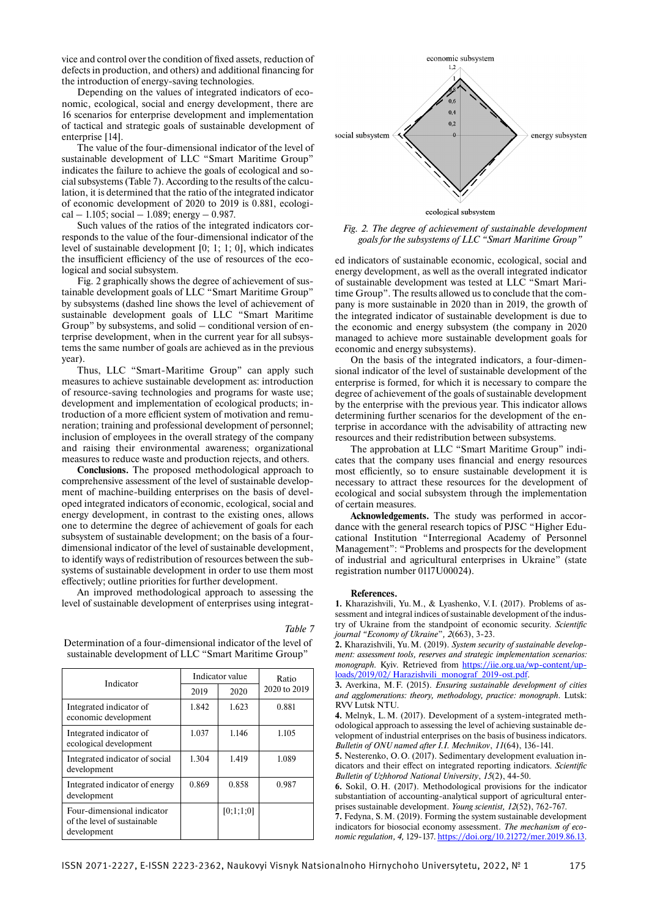vice and control over the condition of fixed assets, reduction of defects in production, and others) and additional financing for the introduction of energy-saving technologies.

Depending on the values of integrated indicators of economic, ecological, social and energy development, there are 16 scenarios for enterprise development and implementation of tactical and strategic goals of sustainable development of enterprise [14].

The value of the four-dimensional indicator of the level of sustainable development of LLC "Smart Maritime Group" indicates the failure to achieve the goals of ecological and social subsystems (Table 7). According to the results of the calculation, it is determined that the ratio of the integrated indicator of economic development of 2020 to 2019 is 0.881, ecological – 1.105; social – 1.089; energy – 0.987.

Such values of the ratios of the integrated indicators corresponds to the value of the four-dimensional indicator of the level of sustainable development [0; 1; 1; 0], which indicates the insufficient efficiency of the use of resources of the ecological and social subsystem.

Fig. 2 graphically shows the degree of achievement of sustainable development goals of LLC "Smart Maritime Group" by subsystems (dashed line shows the level of achievement of sustainable development goals of LLC "Smart Maritime Group" by subsystems, and solid – conditional version of enterprise development, when in the current year for all subsystems the same number of goals are achieved as in the previous year).

Thus, LLC "Smart-Maritime Group" can apply such measures to achieve sustainable development as: introduction of resource-saving technologies and programs for waste use; development and implementation of ecological products; introduction of a more efficient system of motivation and remuneration; training and professional development of personnel; inclusion of employees in the overall strategy of the company and raising their environmental awareness; organizational measures to reduce waste and production rejects, and others.

**Conclusions.** The proposed methodological approach to comprehensive assessment of the level of sustainable development of machine-building enterprises on the basis of developed integrated indicators of economic, ecological, social and energy development, in contrast to the existing ones, allows one to determine the degree of achievement of goals for each subsystem of sustainable development; on the basis of a four-dimensional indicator of the level of sustainable development, to identify ways of redistribution of resources between the subsystems of sustainable development in order to use them most effectively; outline priorities for further development.

An improved methodological approach to assessing the level of sustainable development of enterprises using integrated indicators of sustainable economic, ecological, social and energy development, as well as the overall integrated indicator of sustainable development was tested at LLC "Smart Maritime Group". The results allowed us to conclude that the company is more sustainable in 2020 than in 2019, the growth of the integrated indicator of sustainable development is due to the economic and energy subsystem (the company in 2020 managed to achieve more sustainable development goals for economic and energy subsystems).

On the basis of the integrated indicators, a four-dimensional indicator of the level of sustainable development of the enterprise is formed, for which it is necessary to compare the degree of achievement of the goals of sustainable development by the enterprise with the previous year. This indicator allows determining further scenarios for the development of the enterprise in accordance with the advisability of attracting new resources and their redistribution between subsystems.

The approbation at LLC "Smart Maritime Group" indicates that the company uses financial and energy resources most efficiently, so to ensure sustainable development it is necessary to attract these resources for the development of ecological and social subsystem through the implementation of certain measures.

*Table 7*

Determination of a four-dimensional indicator of the level of sustainable development of LLC "Smart Maritime Group"

| Indicator | Indicator value | | Ratio 2020 to 2019 |
|---|---|---|---|
| | 2019 | 2020 | |
| Integrated indicator of economic development | 1.842 | 1.623 | 0.881 |
| Integrated indicator of ecological development | 1.037 | 1.146 | 1.105 |
| Integrated indicator of social development | 1.304 | 1.419 | 1.089 |
| Integrated indicator of energy development | 0.869 | 0.858 | 0.987 |
| Four-dimensional indicator of the level of sustainable development | | [0;1;1;0] | |

*Fig. 2. The degree of achievement of sustainable development goals for the subsystems of LLC "Smart Maritime Group"*

**Acknowledgements.** The study was performed in accordance with the general research topics of PJSC "Higher Educational Institution "Interregional Academy of Personnel Management": "Problems and prospects for the development of industrial and agricultural enterprises in Ukraine" (state registration number 0117U00024).

**References.**

**1.** Kharazishvili, Yu. M., & Lyashenko, V. I. (2017). Problems of assessment and integral indices of sustainable development of the industry of Ukraine from the standpoint of economic security. *Scientific journal "Economy of Ukraine"*, *2*(663), 3-23.

**2.** Kharazishvili, Yu. M. (2019). *System security of sustainable development: assessment tools, reserves and strategic implementation scenarios: monograph*. Kyiv. Retrieved from https://iie.org.ua/wp-content/uploads/2019/02/ Harazishvili_monograf_2019-ost.pdf.

**3.** Averkina, M. F. (2015). *Ensuring sustainable development of cities and agglomerations: theory, methodology, practice: monograph*. Lutsk: RVV Lutsk NTU.

**4.** Melnyk, L. M. (2017). Development of a system-integrated methodological approach to assessing the level of achieving sustainable development of industrial enterprises on the basis of business indicators. *Bulletin of ONU named after I.I. Mechnikov*, *11*(64), 136-141.

**5.** Nesterenko, O. O. (2017). Sedimentary development evaluation indicators and their effect on integrated reporting indicators. *Scientific Bulletin of Uzhhorod National University*, *15*(2), 44-50.

**6.** Sokil, O. H. (2017). Methodological provisions for the indicator substantiation of accounting-analytical support of agricultural enterprises sustainable development. *Young scientist, 12*(52), 762-767.

**7.** Fedyna, S. M. (2019). Forming the system sustainable development indicators for biosocial economy assessment. *The mechanism of economic regulation, 4,* 129-137. https://doi.org/10.21272/mer.2019.86.13.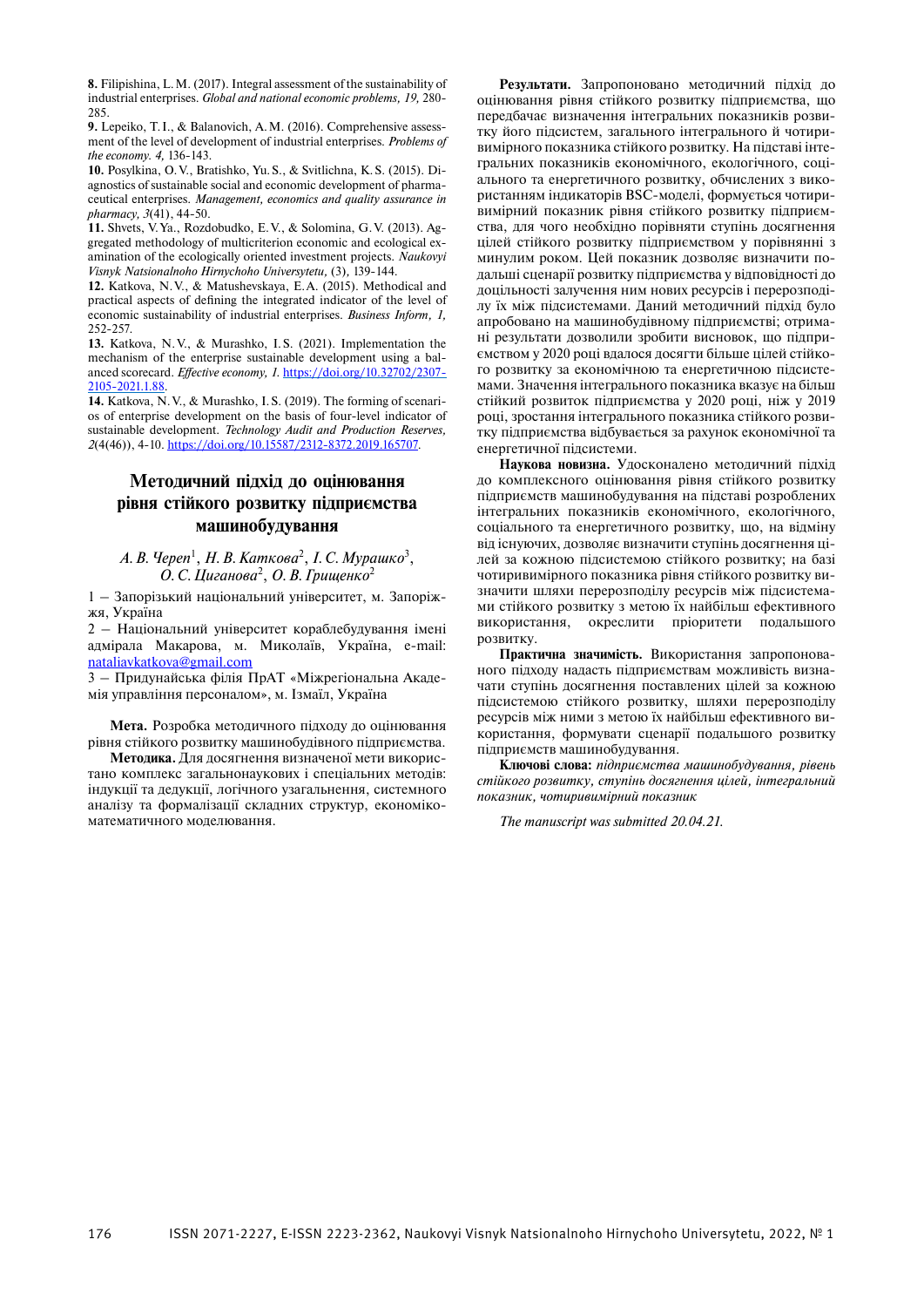**8.** Filipishina, L. M. (2017). Integral assessment of the sustainability of industrial enterprises. *Global and national economic problems, 19,* 280-285.

**9.** Lepeiko, T. I., & Balanovich, A. M. (2016). Comprehensive assessment of the level of development of industrial enterprises. *Problems of the economy. 4,* 136-143.

**10.** Posylkina, O. V., Bratishko, Yu. S., & Svitlichna, K. S. (2015). Diagnostics of sustainable social and economic development of pharmaceutical enterprises. *Management, economics and quality assurance in pharmacy, 3*(41), 44-50.

**11.** Shvets, V. Ya., Rozdobudko, E. V., & Solomina, G. V. (2013). Aggregated methodology of multicriterion economic and ecological examination of the ecologically oriented investment projects. *Naukovyi Visnyk Natsionalnoho Hirnychoho Universytetu,* (3)*,* 139-144.

**12.** Katkova, N. V., & Matushevskaya, E. A. (2015). Methodical and practical aspects of defining the integrated indicator of the level of economic sustainability of industrial enterprises. *Business Inform, 1,* 252-257.

**13.** Katkova, N. V., & Murashko, I. S. (2021). Implementation the mechanism of the enterprise sustainable development using a balanced scorecard. *Effective economy, 1.* https://doi.org/10.32702/2307-2105-2021.1.88.

**14.** Katkova, N. V., & Murashko, I. S. (2019). The forming of scenarios of enterprise development on the basis of four-level indicator of sustainable development. *Technology Audit and Production Reserves, 2*(4(46)), 4-10. https://doi.org/10.15587/2312-8372.2019.165707.

## Методичний підхід до оцінювання рівня стійкого розвитку підприємства машинобудування

*А. В. Череп*[1], *Н. В. Каткова*[2], *І. С. Мурашко*[3], *О. С. Циганова*[2], *О. В. Грищенко*[2]

1 – Запорізький національний університет, м. Запоріжжя, Україна

2 – Національний університет кораблебудування імені адмірала Макарова, м. Миколаїв, Україна, e-mail: nataliavkatkova@gmail.com

3 – Придунайська філія ПрАТ «Міжрегіональна Академія управління персоналом», м. Ізмаїл, Україна

**Мета.** Розробка методичного підходу до оцінювання рівня стійкого розвитку машинобудівного підприємства.

**Методика.** Для досягнення визначеної мети використано комплекс загальнонаукових і спеціальних методів: індукції та дедукції, логічного узагальнення, системного аналізу та формалізації складних структур, економіко-математичного моделювання.

**Результати.** Запропоновано методичний підхід до оцінювання рівня стійкого розвитку підприємства, що передбачає визначення інтегральних показників розвитку його підсистем, загального інтегрального й чотиривимірного показника стійкого розвитку. На підставі інтегральних показників економічного, екологічного, соціального та енергетичного розвитку, обчислених з використанням індикаторів BSC-моделі, формується чотиривимірний показник рівня стійкого розвитку підприємства, для чого необхідно порівняти ступінь досягнення цілей стійкого розвитку підприємством у порівнянні з минулим роком. Цей показник дозволяє визначити подальші сценарії розвитку підприємства у відповідності до доцільності залучення ним нових ресурсів і перерозподілу їх між підсистемами. Даний методичний підхід було апробовано на машинобудівному підприємстві; отримані результати дозволили зробити висновок, що підприємством у 2020 році вдалося досягти більше цілей стійкого розвитку за економічною та енергетичною підсистемами. Значення інтегрального показника вказує на більш стійкий розвиток підприємства у 2020 році, ніж у 2019 році, зростання інтегрального показника стійкого розвитку підприємства відбувається за рахунок економічної та енергетичної підсистеми.

**Наукова новизна.** Удосконалено методичний підхід до комплексного оцінювання рівня стійкого розвитку підприємств машинобудування на підставі розроблених інтегральних показників економічного, екологічного, соціального та енергетичного розвитку, що, на відміну від існуючих, дозволяє визначити ступінь досягнення цілей за кожною підсистемою стійкого розвитку; на базі чотиривимірного показника рівня стійкого розвитку визначити шляхи перерозподілу ресурсів між підсистемами стійкого розвитку з метою їх найбільш ефективного використання, окреслити пріоритети подальшого розвитку.

**Практична значимість.** Використання запропонованого підходу надасть підприємствам можливість визначати ступінь досягнення поставлених цілей за кожною підсистемою стійкого розвитку, шляхи перерозподілу ресурсів між ними з метою їх найбільш ефективного використання, формувати сценарії подальшого розвитку підприємств машинобудування.

**Ключові слова:** *підприємства машинобудування, рівень стійкого розвитку, ступінь досягнення цілей, інтегральний показник, чотиривимірний показник*

*The manuscript was submitted 20.04.21.*